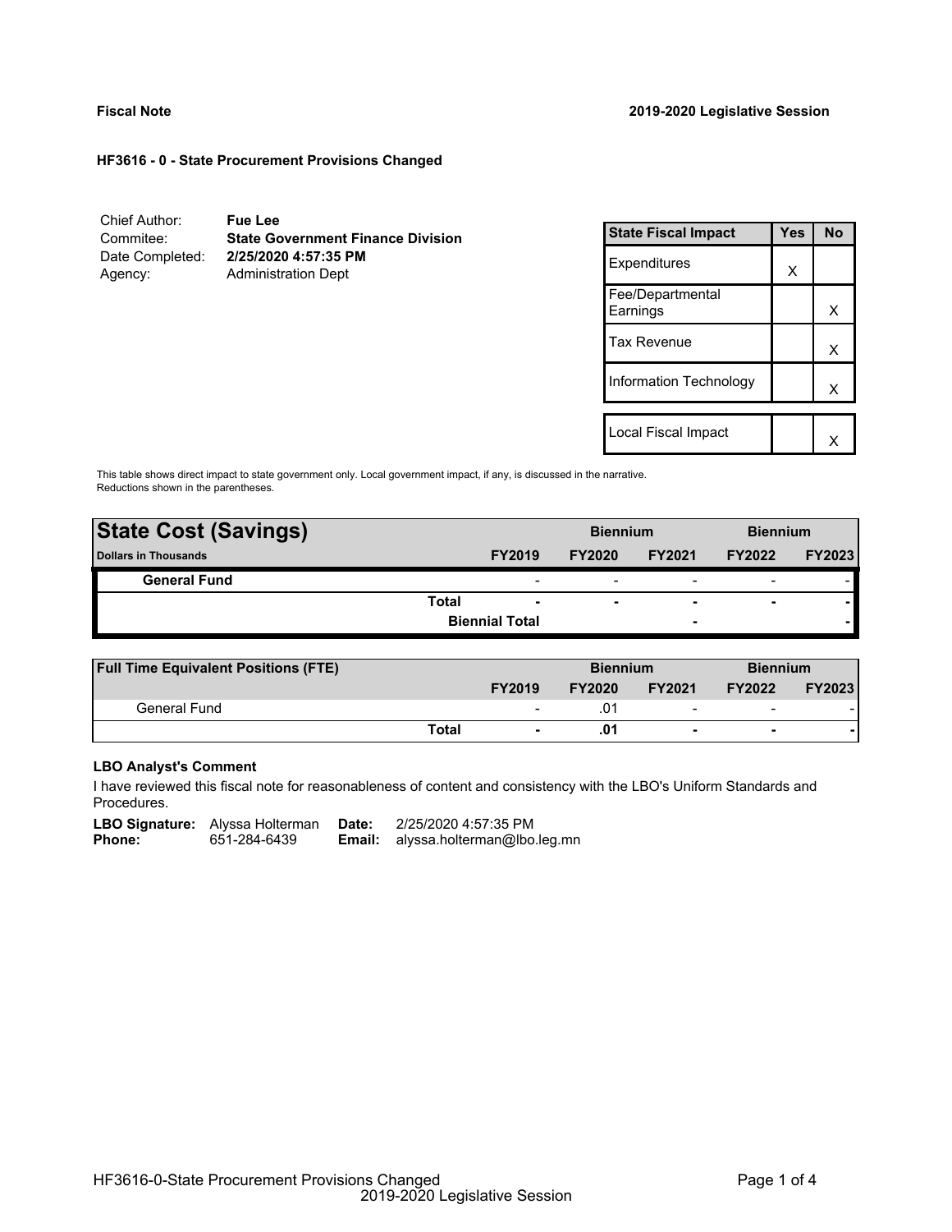**Fiscal Note** **2019-2020 Legislative Session**

**HF3616 - 0 - State Procurement Provisions Changed**

| | |
|---|---|
| Chief Author: | **Fue Lee** |
| Commitee: | **State Government Finance Division** |
| Date Completed: | **2/25/2020 4:57:35 PM** |
| Agency: | Administration Dept |

| State Fiscal Impact | Yes | No |
|---|---|---|
| Expenditures | X | |
| Fee/Departmental Earnings | | X |
| Tax Revenue | | X |
| Information Technology | | X |
| Local Fiscal Impact | | X |

This table shows direct impact to state government only. Local government impact, if any, is discussed in the narrative. Reductions shown in the parentheses.

| State Cost (Savings) | | | Biennium | | Biennium | |
|---|---|---|---|---|---|---|
| Dollars in Thousands | | FY2019 | FY2020 | FY2021 | FY2022 | FY2023 |
| **General Fund** | | - | - | - | - | - |
| | **Total** | - | - | - | - | - |
| | | **Biennial Total** | | - | | - |

| Full Time Equivalent Positions (FTE) | | | Biennium | | Biennium | |
|---|---|---|---|---|---|---|
| | | FY2019 | FY2020 | FY2021 | FY2022 | FY2023 |
| General Fund | | - | .01 | - | - | - |
| | **Total** | - | .01 | - | - | - |

**LBO Analyst's Comment**

I have reviewed this fiscal note for reasonableness of content and consistency with the LBO's Uniform Standards and Procedures.

| | | | |
|---|---|---|---|
| **LBO Signature:** | Alyssa Holterman | **Date:** | 2/25/2020 4:57:35 PM |
| **Phone:** | 651-284-6439 | **Email:** | alyssa.holterman@lbo.leg.mn |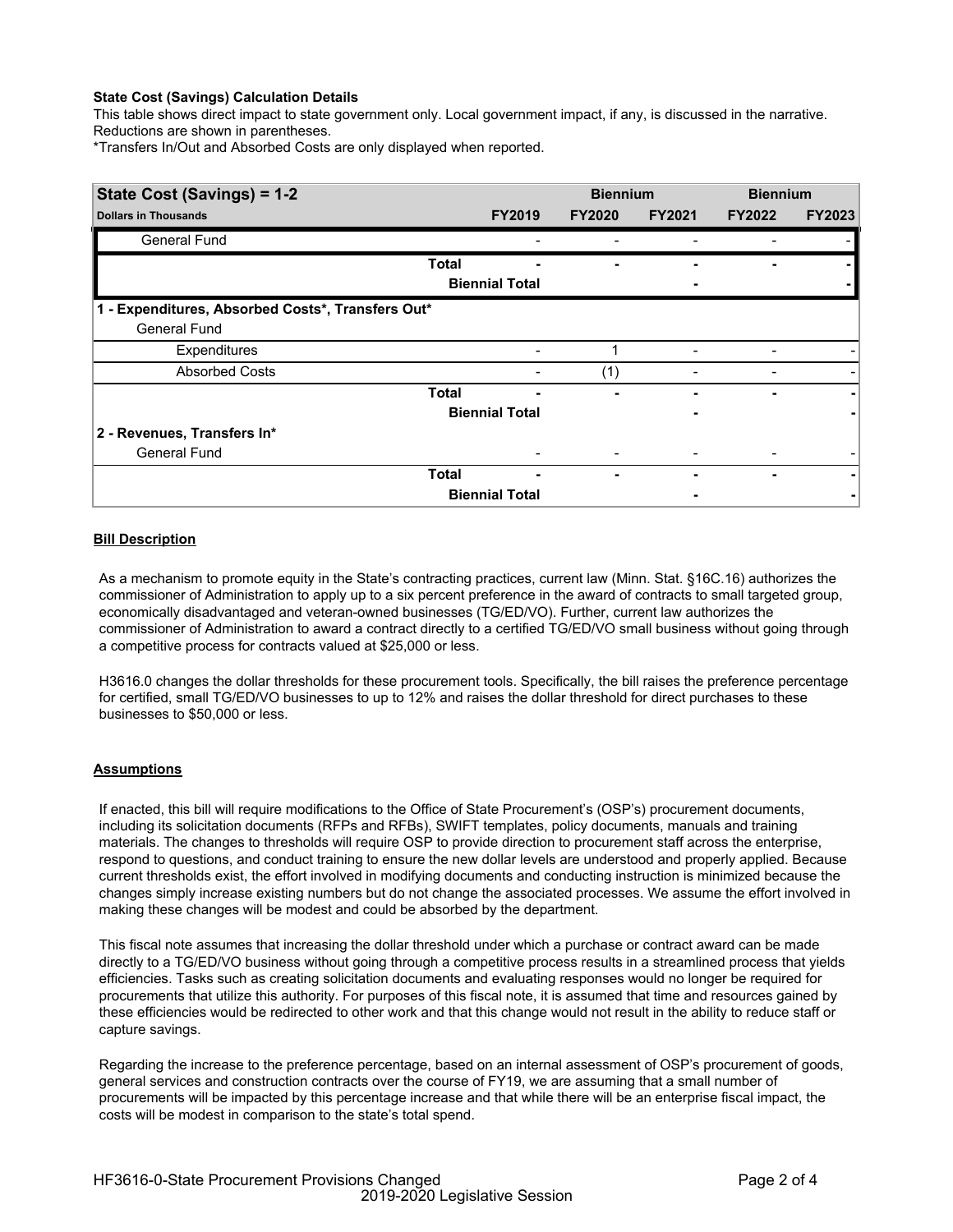**State Cost (Savings) Calculation Details**

This table shows direct impact to state government only. Local government impact, if any, is discussed in the narrative. Reductions are shown in parentheses.

*Transfers In/Out and Absorbed Costs are only displayed when reported.

| State Cost (Savings) = 1-2 | | | Biennium | | Biennium | |
|---|---|---|---|---|---|---|
| Dollars in Thousands | | FY2019 | FY2020 | FY2021 | FY2022 | FY2023 |
| General Fund | | - | - | - | - | - |
| | Total | - | - | - | - | - |
| | Biennial Total | | | - | | - |
| **1 - Expenditures, Absorbed Costs*, Transfers Out*** | | | | | | |
| General Fund | | | | | | |
| Expenditures | | - | 1 | - | - | - |
| Absorbed Costs | | - | (1) | - | - | - |
| | Total | - | - | - | - | - |
| | Biennial Total | | | - | | - |
| **2 - Revenues, Transfers In*** | | | | | | |
| General Fund | | - | - | - | - | - |
| | Total | - | - | - | - | - |
| | Biennial Total | | | - | | - |

## Bill Description

As a mechanism to promote equity in the State's contracting practices, current law (Minn. Stat. §16C.16) authorizes the commissioner of Administration to apply up to a six percent preference in the award of contracts to small targeted group, economically disadvantaged and veteran-owned businesses (TG/ED/VO). Further, current law authorizes the commissioner of Administration to award a contract directly to a certified TG/ED/VO small business without going through a competitive process for contracts valued at $25,000 or less.

H3616.0 changes the dollar thresholds for these procurement tools. Specifically, the bill raises the preference percentage for certified, small TG/ED/VO businesses to up to 12% and raises the dollar threshold for direct purchases to these businesses to $50,000 or less.

## Assumptions

If enacted, this bill will require modifications to the Office of State Procurement's (OSP's) procurement documents, including its solicitation documents (RFPs and RFBs), SWIFT templates, policy documents, manuals and training materials. The changes to thresholds will require OSP to provide direction to procurement staff across the enterprise, respond to questions, and conduct training to ensure the new dollar levels are understood and properly applied. Because current thresholds exist, the effort involved in modifying documents and conducting instruction is minimized because the changes simply increase existing numbers but do not change the associated processes. We assume the effort involved in making these changes will be modest and could be absorbed by the department.

This fiscal note assumes that increasing the dollar threshold under which a purchase or contract award can be made directly to a TG/ED/VO business without going through a competitive process results in a streamlined process that yields efficiencies. Tasks such as creating solicitation documents and evaluating responses would no longer be required for procurements that utilize this authority. For purposes of this fiscal note, it is assumed that time and resources gained by these efficiencies would be redirected to other work and that this change would not result in the ability to reduce staff or capture savings.

Regarding the increase to the preference percentage, based on an internal assessment of OSP's procurement of goods, general services and construction contracts over the course of FY19, we are assuming that a small number of procurements will be impacted by this percentage increase and that while there will be an enterprise fiscal impact, the costs will be modest in comparison to the state's total spend.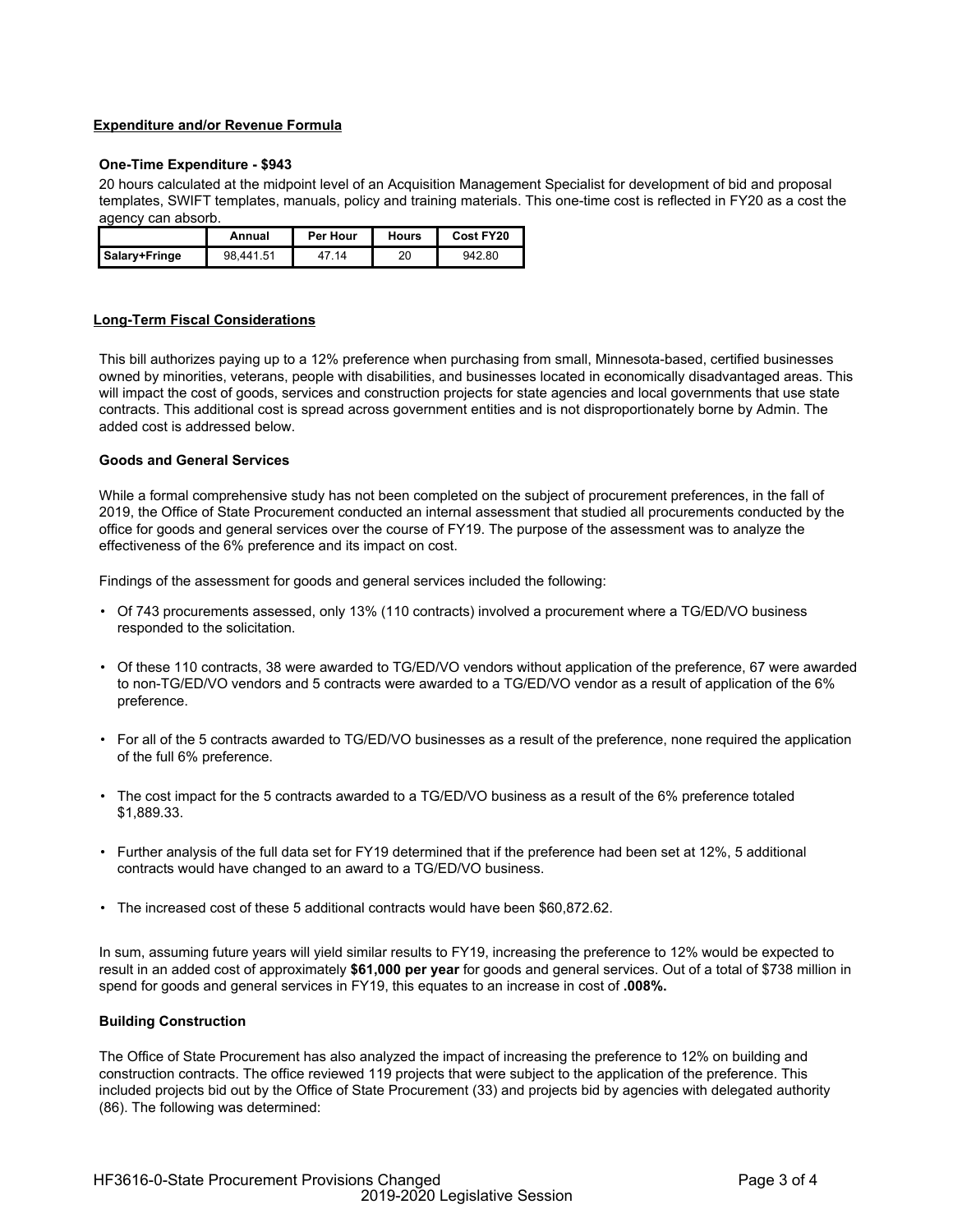## Expenditure and/or Revenue Formula

### One-Time Expenditure - $943

20 hours calculated at the midpoint level of an Acquisition Management Specialist for development of bid and proposal templates, SWIFT templates, manuals, policy and training materials. This one-time cost is reflected in FY20 as a cost the agency can absorb.

| | Annual | Per Hour | Hours | Cost FY20 |
|---|---|---|---|---|
| Salary+Fringe | 98,441.51 | 47.14 | 20 | 942.80 |

## Long-Term Fiscal Considerations

This bill authorizes paying up to a 12% preference when purchasing from small, Minnesota-based, certified businesses owned by minorities, veterans, people with disabilities, and businesses located in economically disadvantaged areas. This will impact the cost of goods, services and construction projects for state agencies and local governments that use state contracts. This additional cost is spread across government entities and is not disproportionately borne by Admin. The added cost is addressed below.

### Goods and General Services

While a formal comprehensive study has not been completed on the subject of procurement preferences, in the fall of 2019, the Office of State Procurement conducted an internal assessment that studied all procurements conducted by the office for goods and general services over the course of FY19. The purpose of the assessment was to analyze the effectiveness of the 6% preference and its impact on cost.

Findings of the assessment for goods and general services included the following:

- Of 743 procurements assessed, only 13% (110 contracts) involved a procurement where a TG/ED/VO business responded to the solicitation.
- Of these 110 contracts, 38 were awarded to TG/ED/VO vendors without application of the preference, 67 were awarded to non-TG/ED/VO vendors and 5 contracts were awarded to a TG/ED/VO vendor as a result of application of the 6% preference.
- For all of the 5 contracts awarded to TG/ED/VO businesses as a result of the preference, none required the application of the full 6% preference.
- The cost impact for the 5 contracts awarded to a TG/ED/VO business as a result of the 6% preference totaled $1,889.33.
- Further analysis of the full data set for FY19 determined that if the preference had been set at 12%, 5 additional contracts would have changed to an award to a TG/ED/VO business.
- The increased cost of these 5 additional contracts would have been $60,872.62.

In sum, assuming future years will yield similar results to FY19, increasing the preference to 12% would be expected to result in an added cost of approximately **$61,000 per year** for goods and general services. Out of a total of $738 million in spend for goods and general services in FY19, this equates to an increase in cost of **.008%.**

### Building Construction

The Office of State Procurement has also analyzed the impact of increasing the preference to 12% on building and construction contracts. The office reviewed 119 projects that were subject to the application of the preference. This included projects bid out by the Office of State Procurement (33) and projects bid by agencies with delegated authority (86). The following was determined: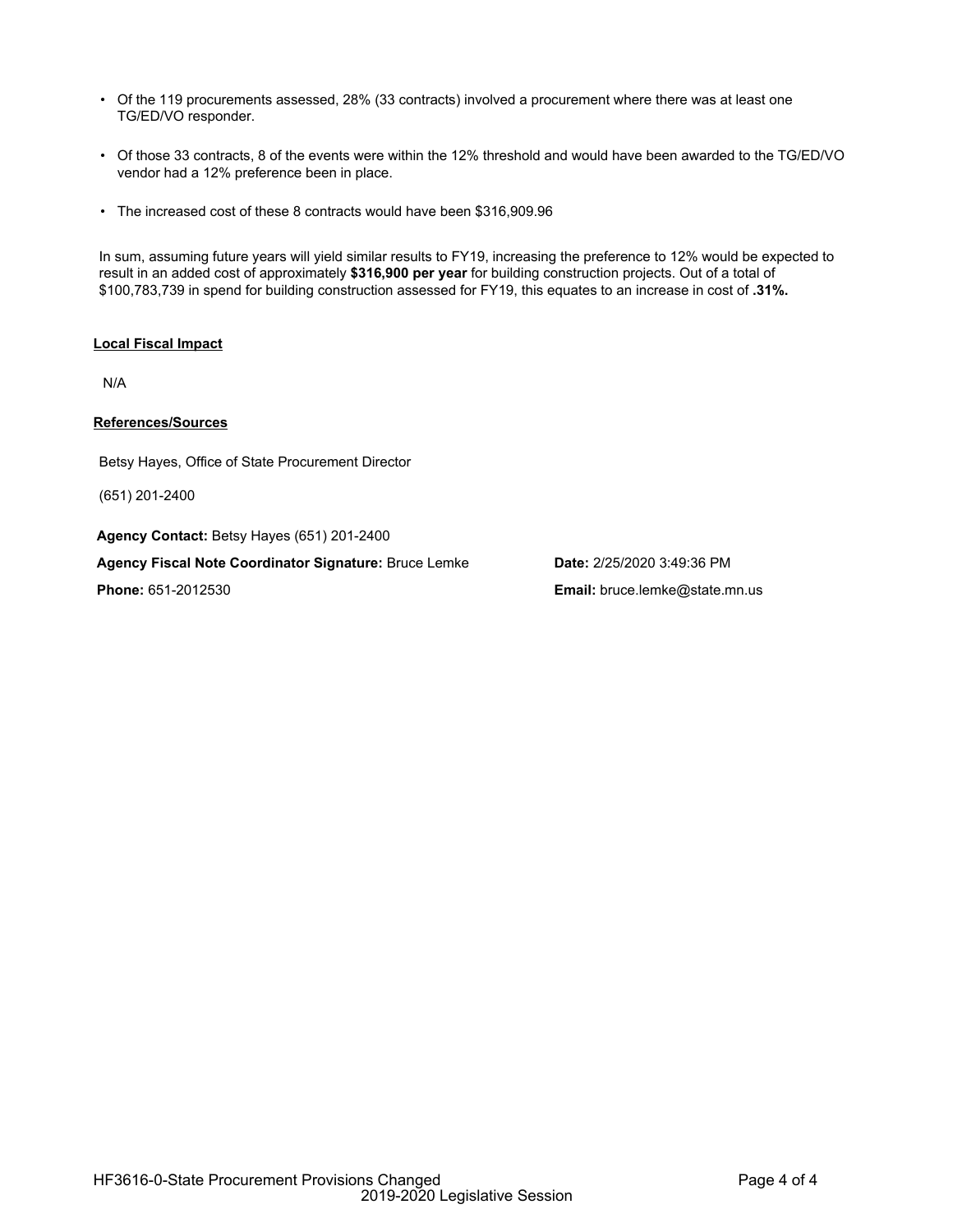- Of the 119 procurements assessed, 28% (33 contracts) involved a procurement where there was at least one TG/ED/VO responder.
- Of those 33 contracts, 8 of the events were within the 12% threshold and would have been awarded to the TG/ED/VO vendor had a 12% preference been in place.
- The increased cost of these 8 contracts would have been $316,909.96

In sum, assuming future years will yield similar results to FY19, increasing the preference to 12% would be expected to result in an added cost of approximately **$316,900 per year** for building construction projects. Out of a total of $100,783,739 in spend for building construction assessed for FY19, this equates to an increase in cost of **.31%.**

**Local Fiscal Impact**

N/A

**References/Sources**

Betsy Hayes, Office of State Procurement Director

(651) 201-2400

**Agency Contact:** Betsy Hayes (651) 201-2400

**Agency Fiscal Note Coordinator Signature:** Bruce Lemke

**Date:** 2/25/2020 3:49:36 PM

**Phone:** 651-2012530

**Email:** bruce.lemke@state.mn.us